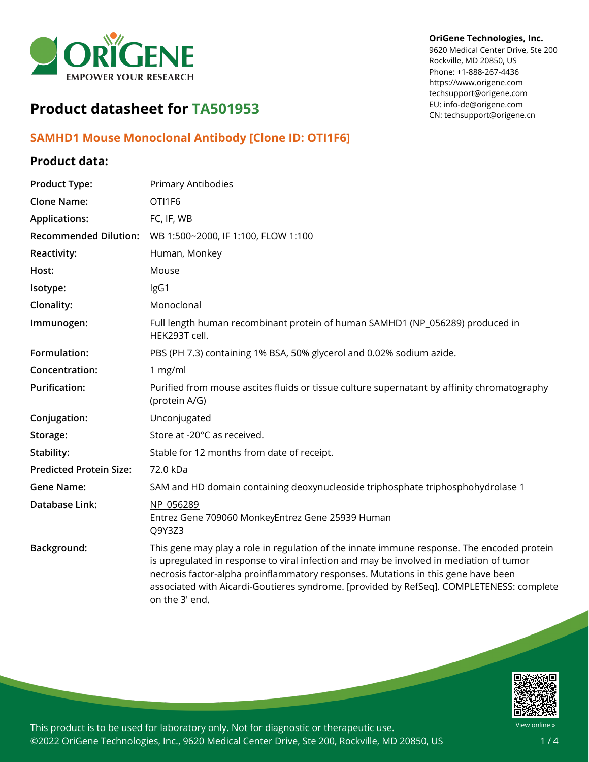OriGene Technologies, Inc.
9620 Medical Center Drive, Ste 200
Rockville, MD 20850, US
Phone: +1-888-267-4436
https://www.origene.com
techsupport@origene.com
EU: info-de@origene.com
CN: techsupport@origene.cn

# Product datasheet for TA501953

## SAMHD1 Mouse Monoclonal Antibody [Clone ID: OTI1F6]

### Product data:

| | |
|---|---|
| **Product Type:** | Primary Antibodies |
| **Clone Name:** | OTI1F6 |
| **Applications:** | FC, IF, WB |
| **Recommended Dilution:** | WB 1:500~2000, IF 1:100, FLOW 1:100 |
| **Reactivity:** | Human, Monkey |
| **Host:** | Mouse |
| **Isotype:** | IgG1 |
| **Clonality:** | Monoclonal |
| **Immunogen:** | Full length human recombinant protein of human SAMHD1 (NP_056289) produced in HEK293T cell. |
| **Formulation:** | PBS (PH 7.3) containing 1% BSA, 50% glycerol and 0.02% sodium azide. |
| **Concentration:** | 1 mg/ml |
| **Purification:** | Purified from mouse ascites fluids or tissue culture supernatant by affinity chromatography (protein A/G) |
| **Conjugation:** | Unconjugated |
| **Storage:** | Store at -20°C as received. |
| **Stability:** | Stable for 12 months from date of receipt. |
| **Predicted Protein Size:** | 72.0 kDa |
| **Gene Name:** | SAM and HD domain containing deoxynucleoside triphosphate triphosphohydrolase 1 |
| **Database Link:** | NP_056289<br>Entrez Gene 709060 MonkeyEntrez Gene 25939 Human<br>Q9Y3Z3 |
| **Background:** | This gene may play a role in regulation of the innate immune response. The encoded protein is upregulated in response to viral infection and may be involved in mediation of tumor necrosis factor-alpha proinflammatory responses. Mutations in this gene have been associated with Aicardi-Goutieres syndrome. [provided by RefSeq]. COMPLETENESS: complete on the 3' end. |

This product is to be used for laboratory only. Not for diagnostic or therapeutic use.
©2022 OriGene Technologies, Inc., 9620 Medical Center Drive, Ste 200, Rockville, MD 20850, US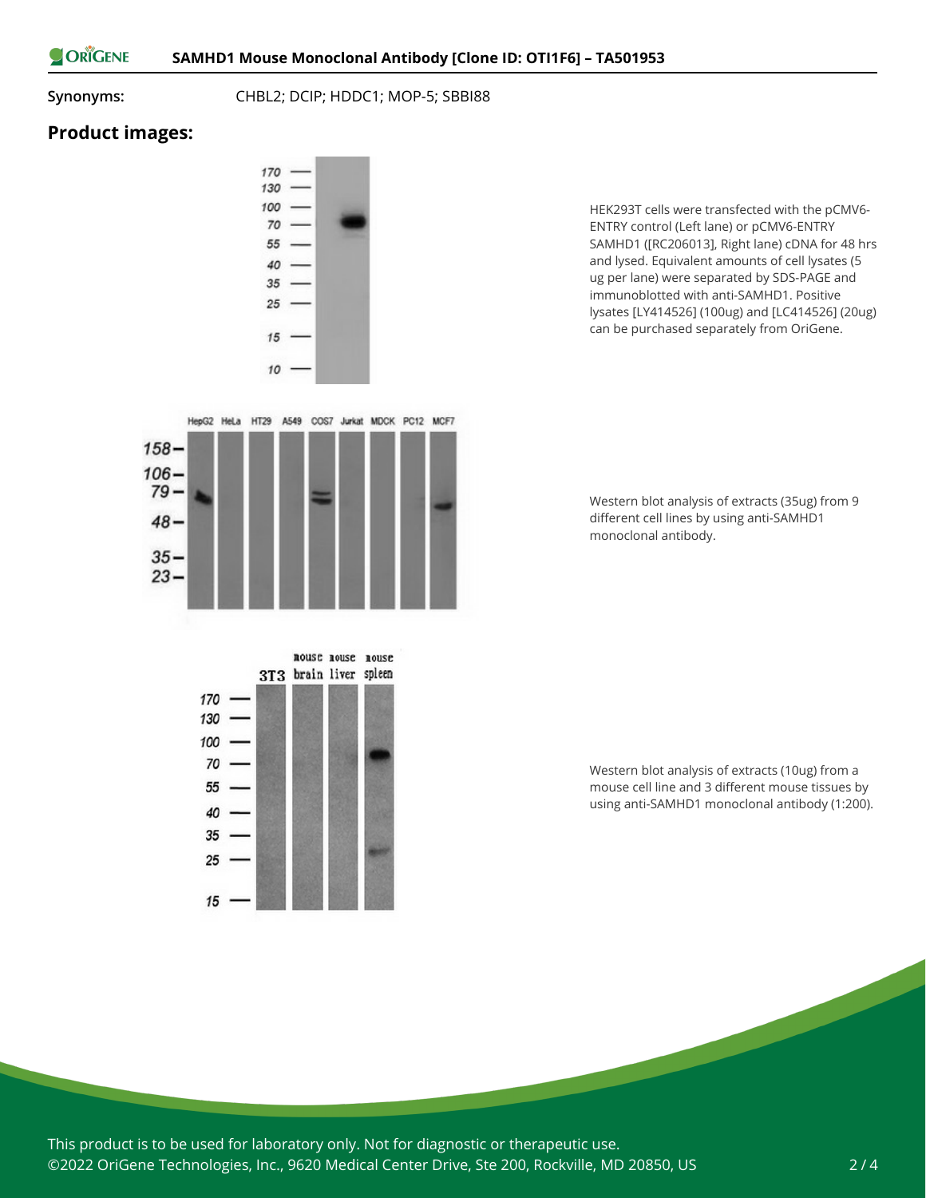**Synonyms:** CHBL2; DCIP; HDDC1; MOP-5; SBBI88

## Product images:

HEK293T cells were transfected with the pCMV6-ENTRY control (Left lane) or pCMV6-ENTRY SAMHD1 ([RC206013], Right lane) cDNA for 48 hrs and lysed. Equivalent amounts of cell lysates (5 ug per lane) were separated by SDS-PAGE and immunoblotted with anti-SAMHD1. Positive lysates [LY414526] (100ug) and [LC414526] (20ug) can be purchased separately from OriGene.

Western blot analysis of extracts (35ug) from 9 different cell lines by using anti-SAMHD1 monoclonal antibody.

Western blot analysis of extracts (10ug) from a mouse cell line and 3 different mouse tissues by using anti-SAMHD1 monoclonal antibody (1:200).

This product is to be used for laboratory only. Not for diagnostic or therapeutic use.

©2022 OriGene Technologies, Inc., 9620 Medical Center Drive, Ste 200, Rockville, MD 20850, US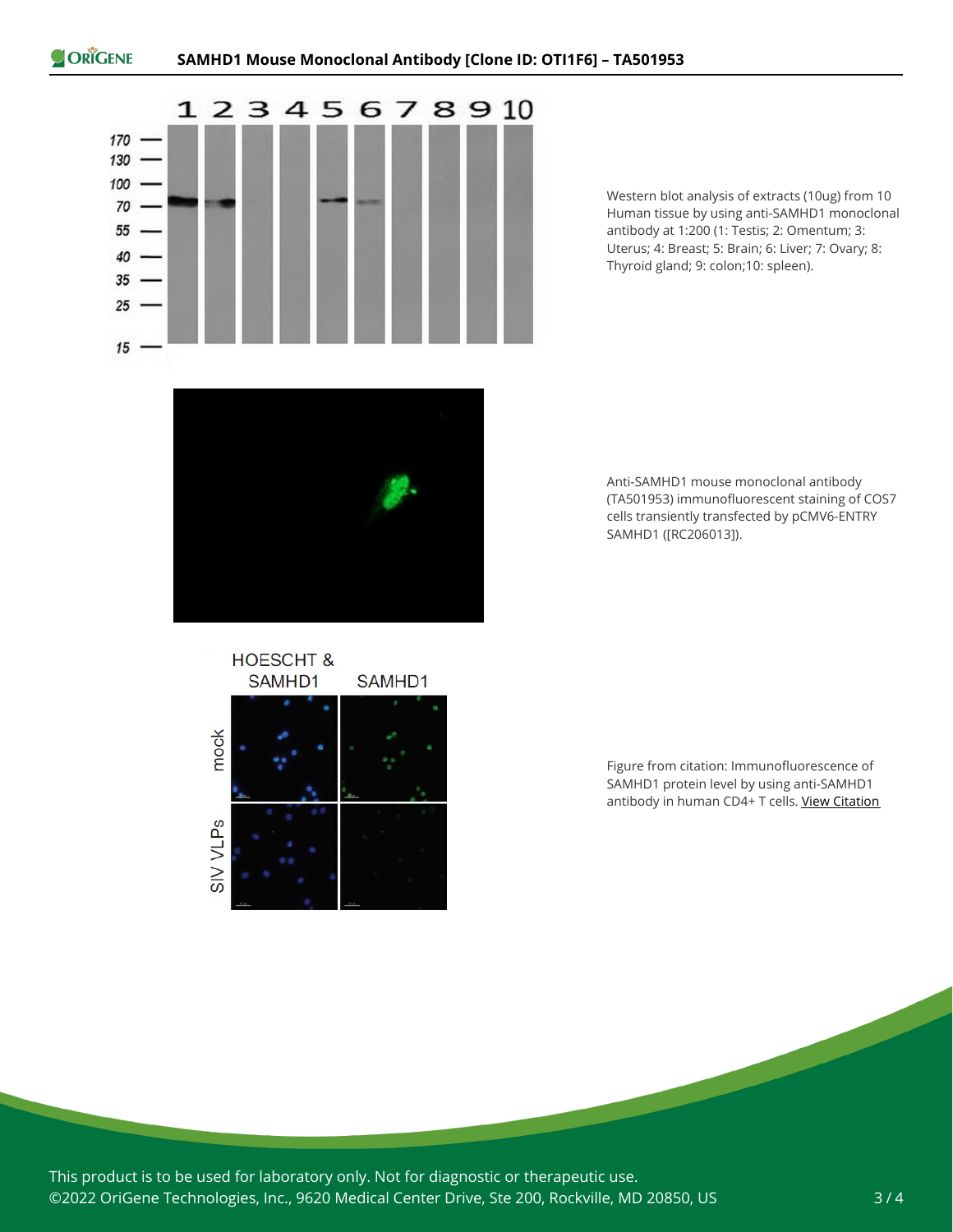Western blot analysis of extracts (10ug) from 10 Human tissue by using anti-SAMHD1 monoclonal antibody at 1:200 (1: Testis; 2: Omentum; 3: Uterus; 4: Breast; 5: Brain; 6: Liver; 7: Ovary; 8: Thyroid gland; 9: colon;10: spleen).

Anti-SAMHD1 mouse monoclonal antibody (TA501953) immunofluorescent staining of COS7 cells transiently transfected by pCMV6-ENTRY SAMHD1 ([RC206013]).

Figure from citation: Immunofluorescence of SAMHD1 protein level by using anti-SAMHD1 antibody in human CD4+ T cells. View Citation

This product is to be used for laboratory only. Not for diagnostic or therapeutic use.
©2022 OriGene Technologies, Inc., 9620 Medical Center Drive, Ste 200, Rockville, MD 20850, US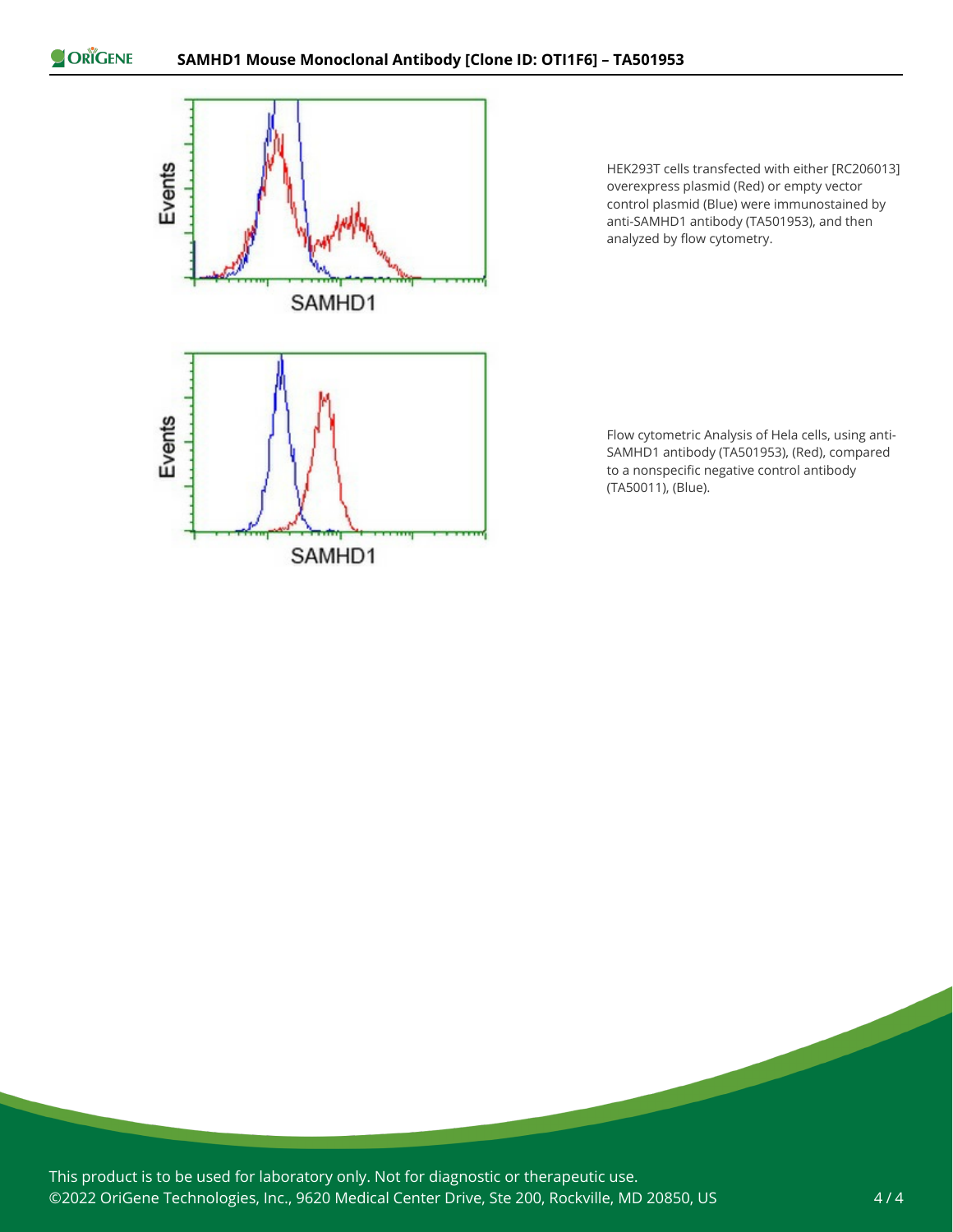Events

SAMHD1

HEK293T cells transfected with either [RC206013] overexpress plasmid (Red) or empty vector control plasmid (Blue) were immunostained by anti-SAMHD1 antibody (TA501953), and then analyzed by flow cytometry.

Events

SAMHD1

Flow cytometric Analysis of Hela cells, using anti-SAMHD1 antibody (TA501953), (Red), compared to a nonspecific negative control antibody (TA50011), (Blue).

This product is to be used for laboratory only. Not for diagnostic or therapeutic use.
©2022 OriGene Technologies, Inc., 9620 Medical Center Drive, Ste 200, Rockville, MD 20850, US